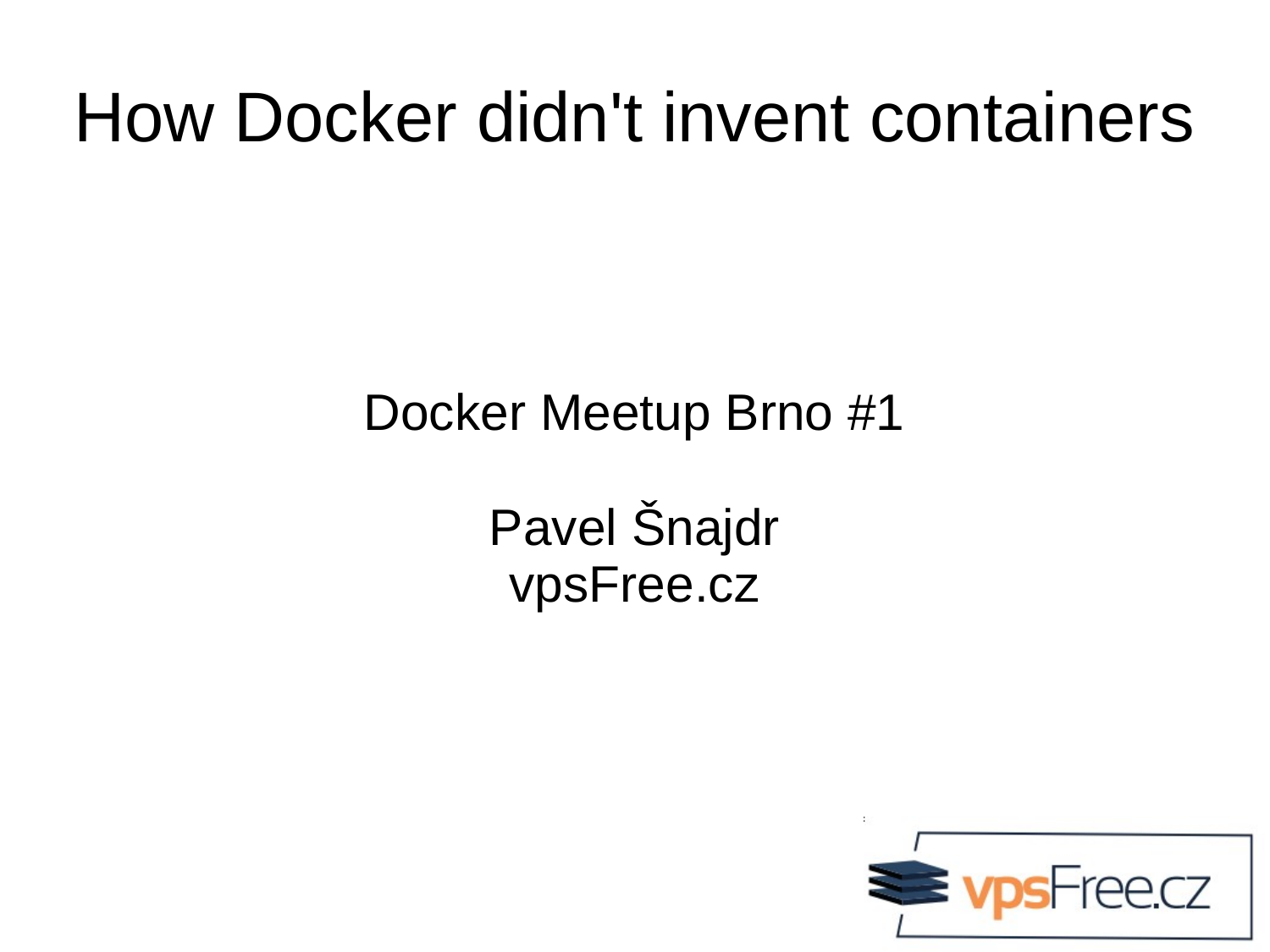# How Docker didn't invent containers

Docker Meetup Brno #1

Pavel Šnajdr
vpsFree.cz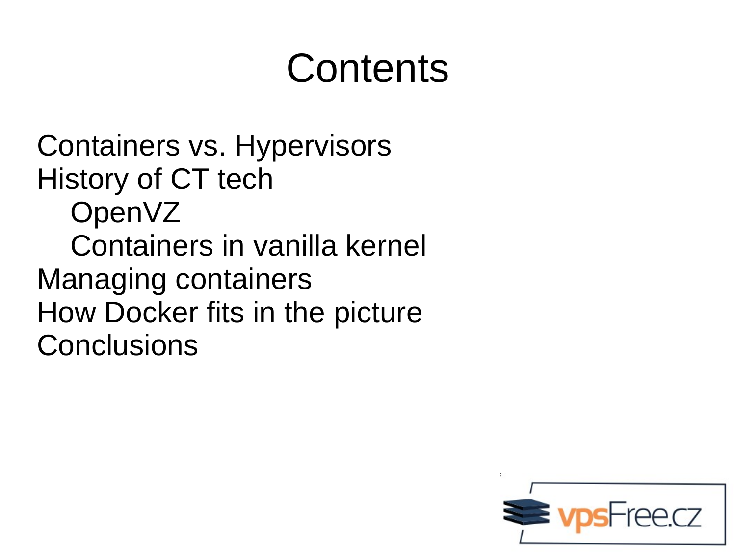# Contents

- Containers vs. Hypervisors
- History of CT tech
  - OpenVZ
  - Containers in vanilla kernel
- Managing containers
- How Docker fits in the picture
- Conclusions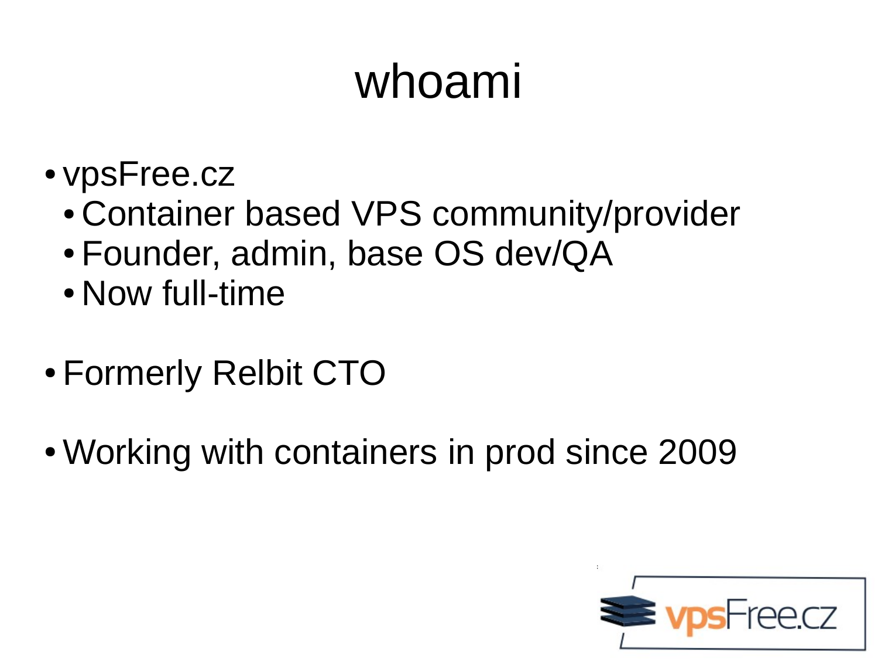# whoami

- vpsFree.cz
  - Container based VPS community/provider
  - Founder, admin, base OS dev/QA
  - Now full-time
- Formerly Relbit CTO
- Working with containers in prod since 2009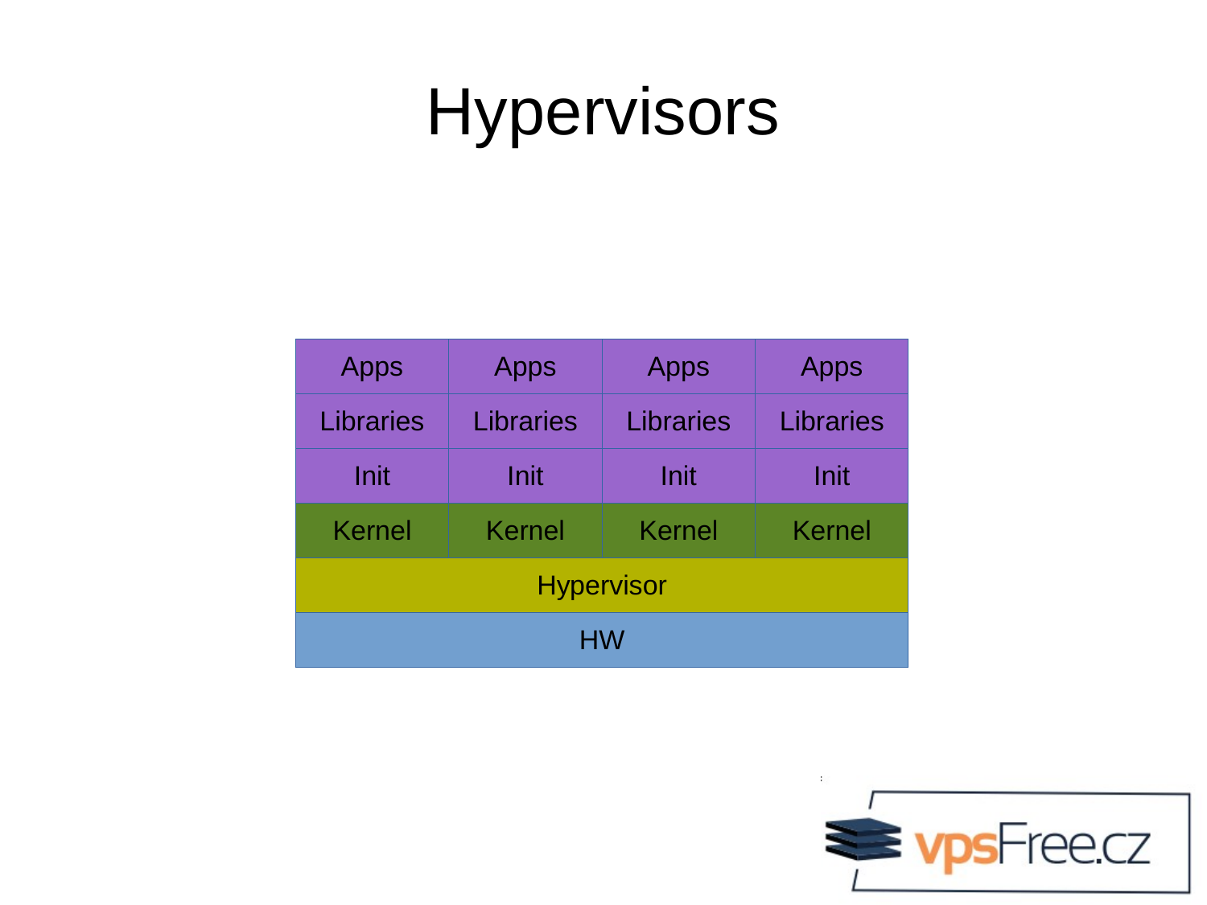# Hypervisors

| Apps | Apps | Apps | Apps |
|---|---|---|---|
| Libraries | Libraries | Libraries | Libraries |
| Init | Init | Init | Init |
| Kernel | Kernel | Kernel | Kernel |
| Hypervisor | | | |
| HW | | | |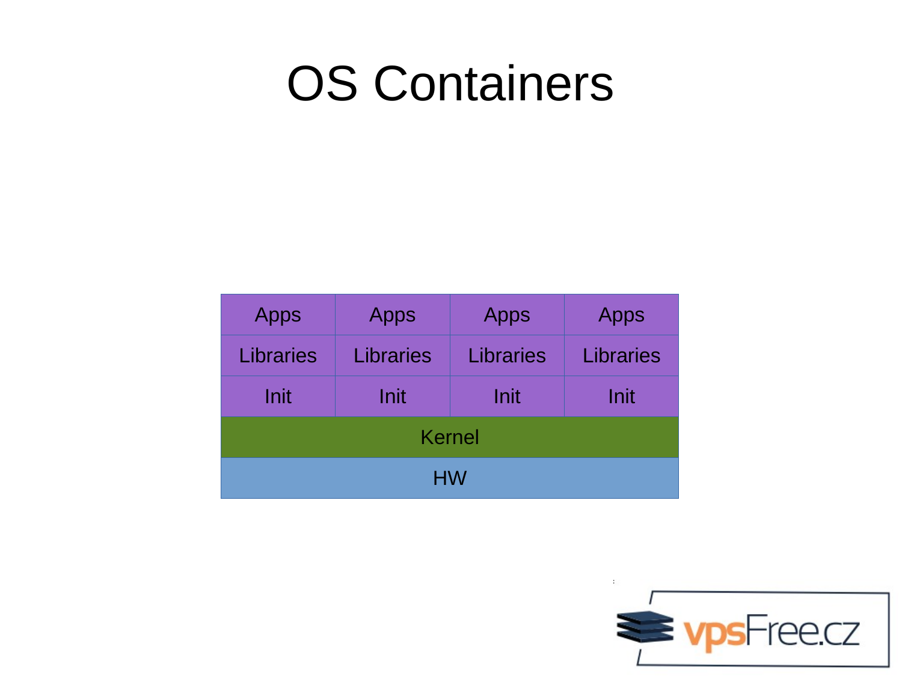# OS Containers

| Apps | Apps | Apps | Apps |
|---|---|---|---|
| Libraries | Libraries | Libraries | Libraries |
| Init | Init | Init | Init |
| Kernel | | | |
| HW | | | |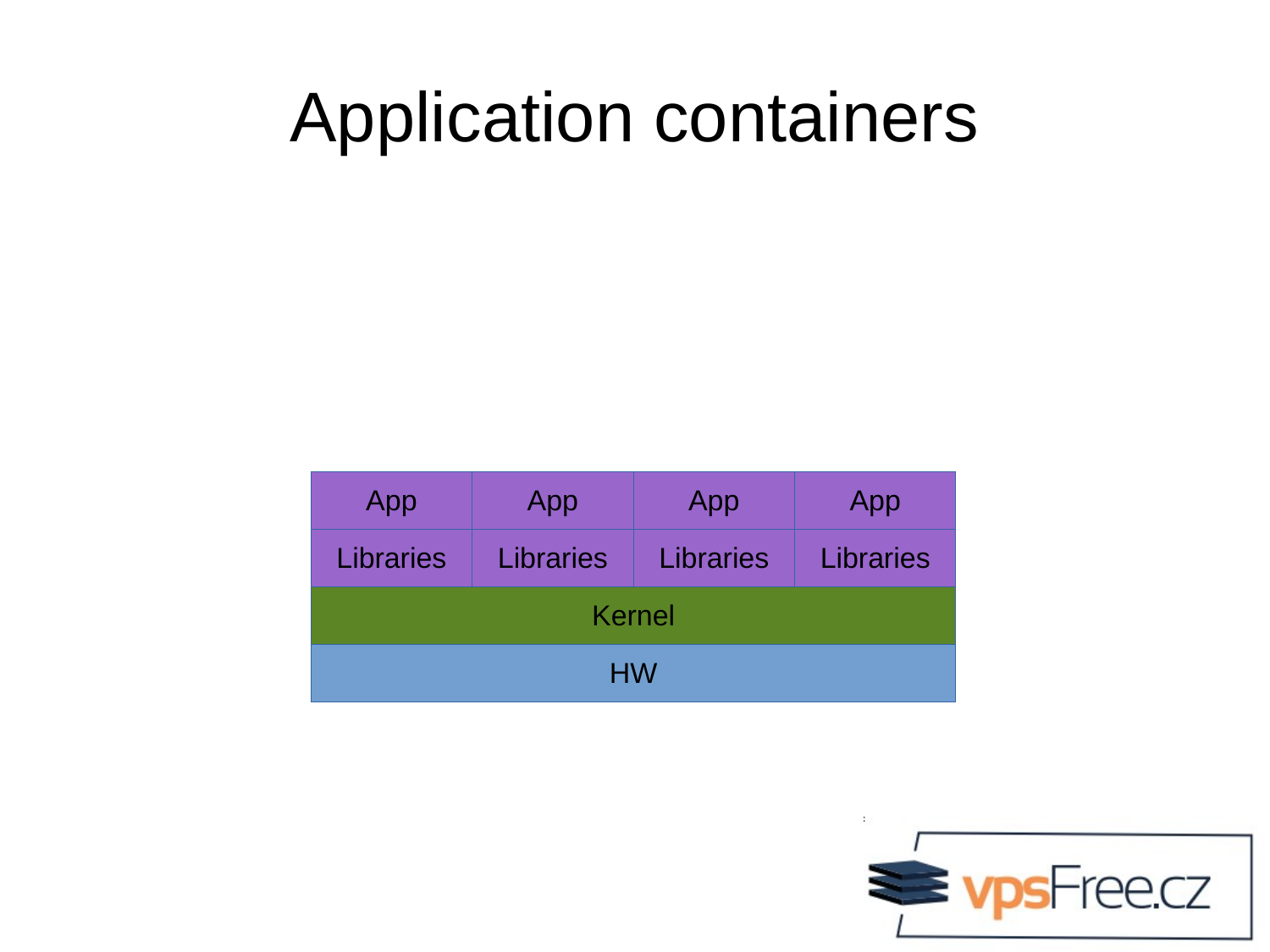# Application containers

| App | App | App | App |
| --- | --- | --- | --- |
| Libraries | Libraries | Libraries | Libraries |
| Kernel | | | |
| HW | | | |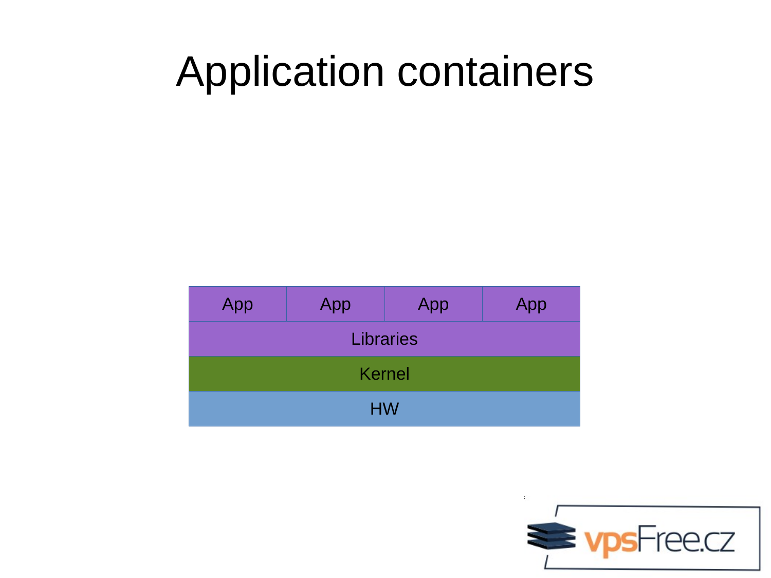# Application containers

| App | App | App | App |
| --- | --- | --- | --- |
| Libraries | | | |
| Kernel | | | |
| HW | | | |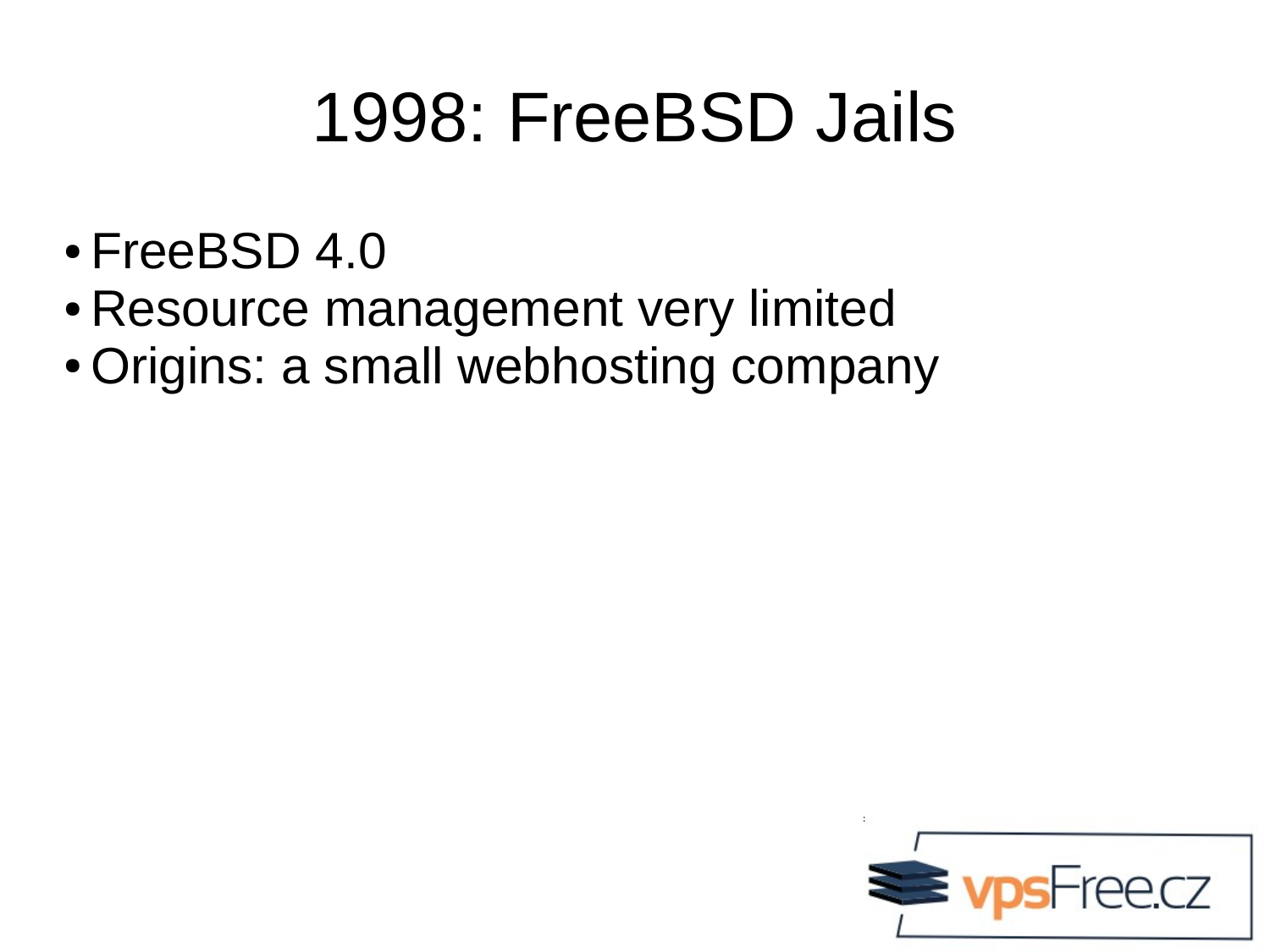# 1998: FreeBSD Jails

- FreeBSD 4.0
- Resource management very limited
- Origins: a small webhosting company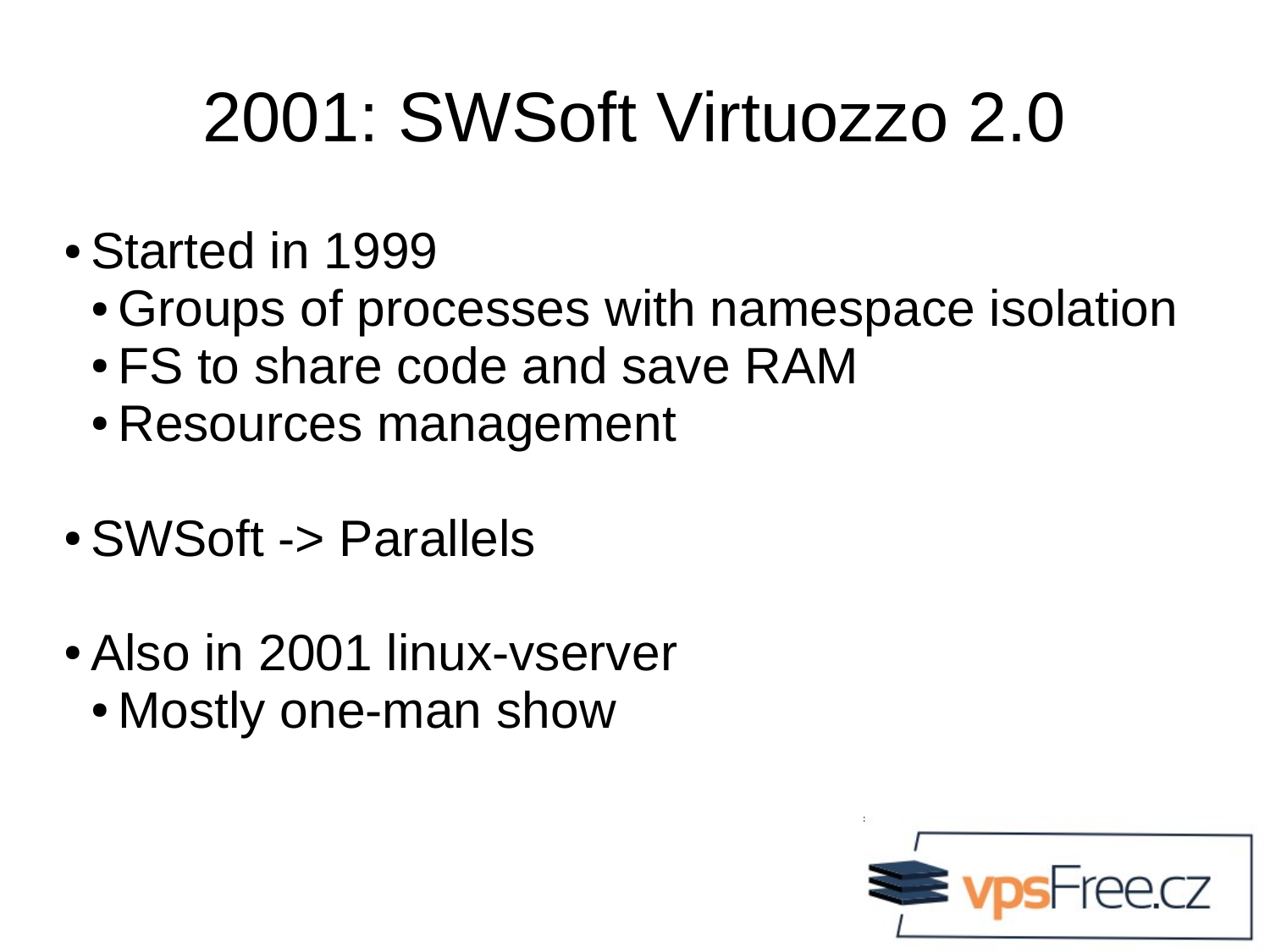# 2001: SWSoft Virtuozzo 2.0

- Started in 1999
  - Groups of processes with namespace isolation
  - FS to share code and save RAM
  - Resources management
- SWSoft -> Parallels
- Also in 2001 linux-vserver
  - Mostly one-man show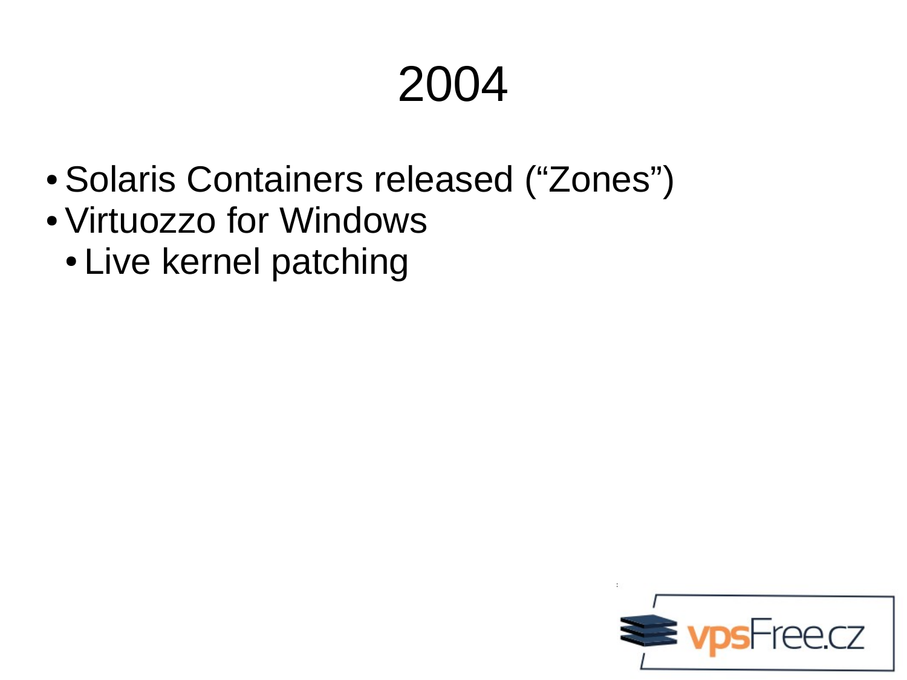# 2004

- Solaris Containers released (“Zones”)
- Virtuozzo for Windows
  - Live kernel patching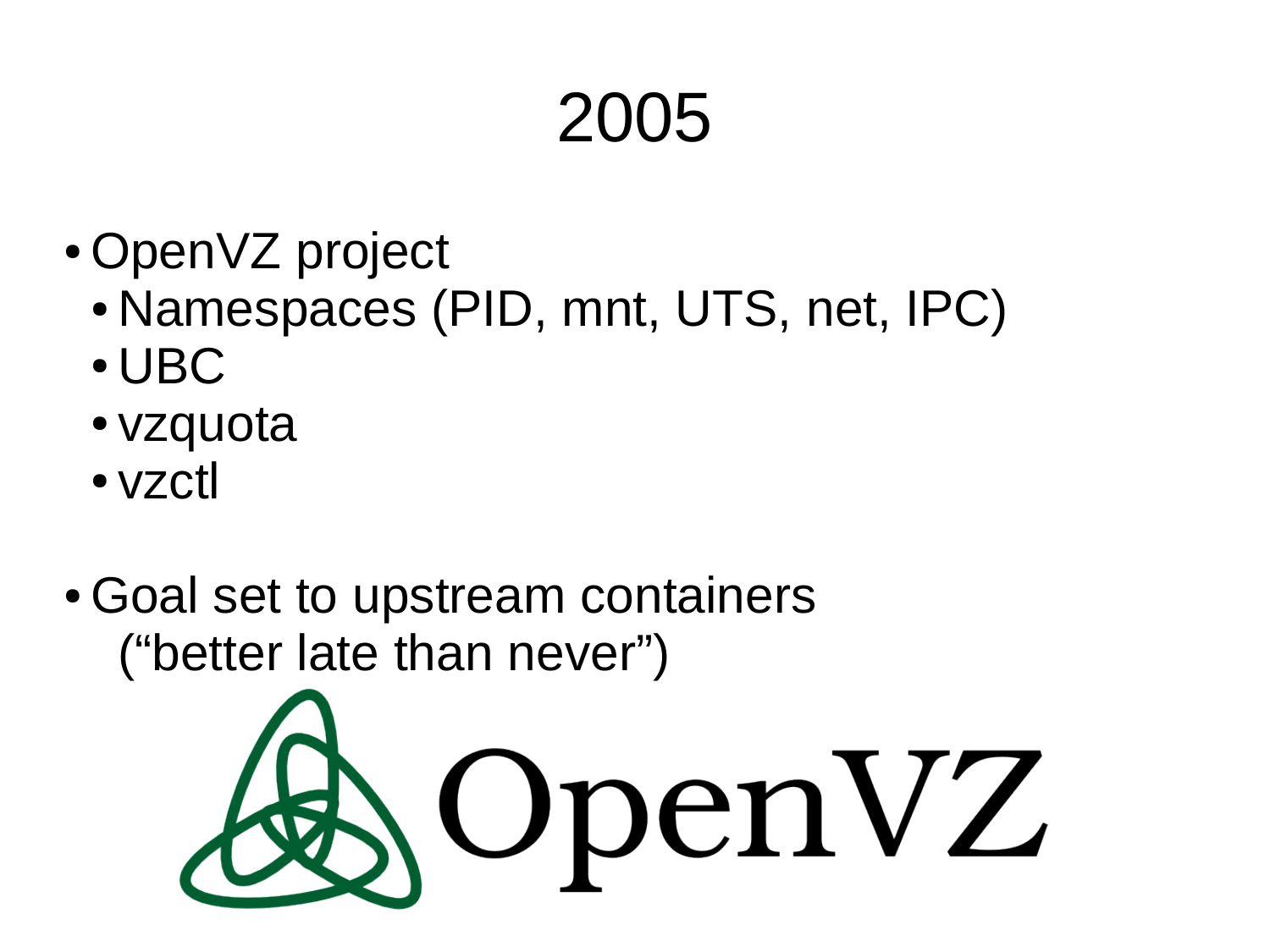# 2005

- OpenVZ project
  - Namespaces (PID, mnt, UTS, net, IPC)
  - UBC
  - vzquota
  - vzctl

- Goal set to upstream containers ("better late than never")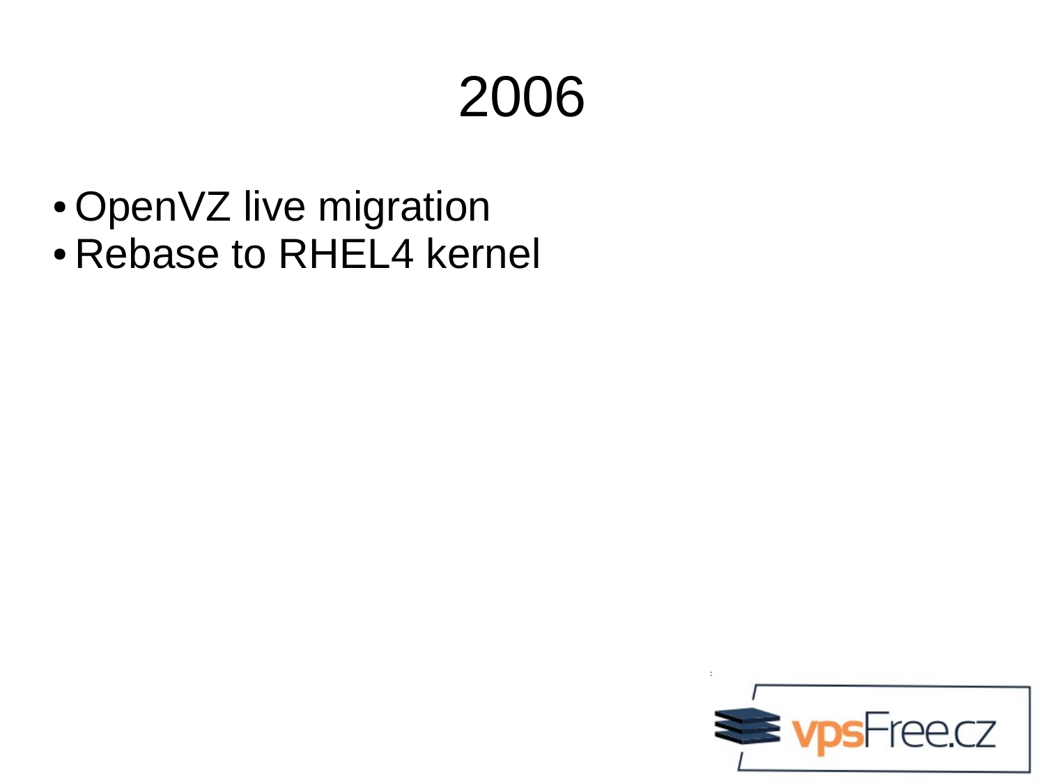# 2006

- OpenVZ live migration
- Rebase to RHEL4 kernel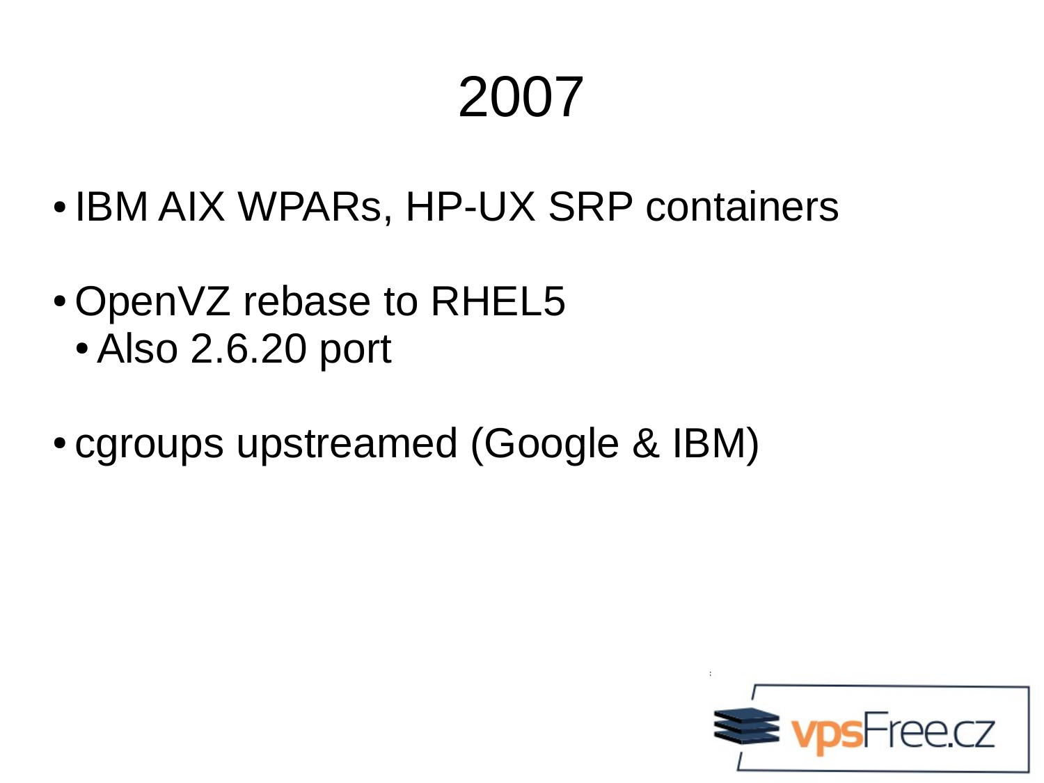# 2007

- IBM AIX WPARs, HP-UX SRP containers
- OpenVZ rebase to RHEL5
  - Also 2.6.20 port
- cgroups upstreamed (Google & IBM)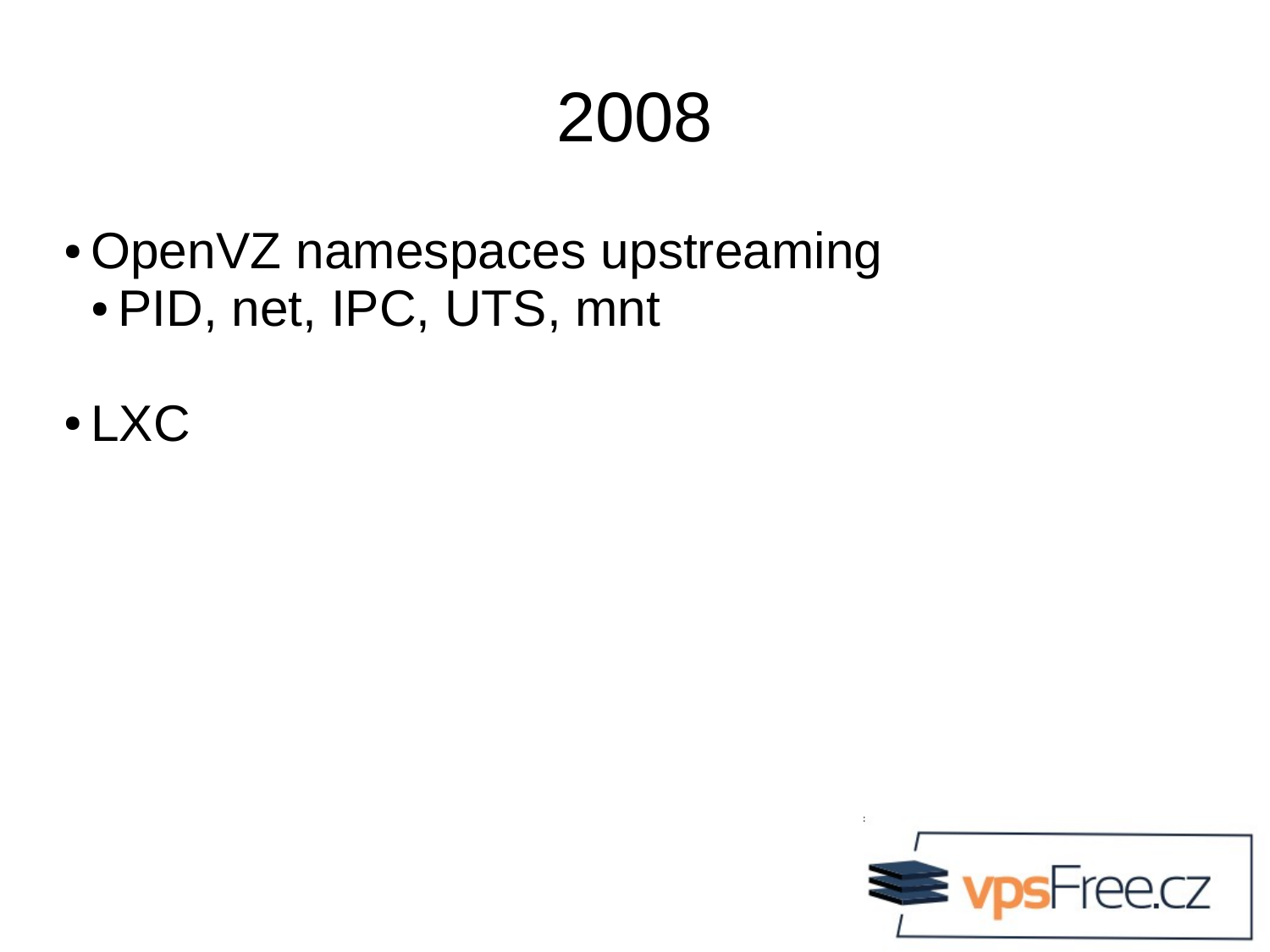# 2008

- OpenVZ namespaces upstreaming
  - PID, net, IPC, UTS, mnt
- LXC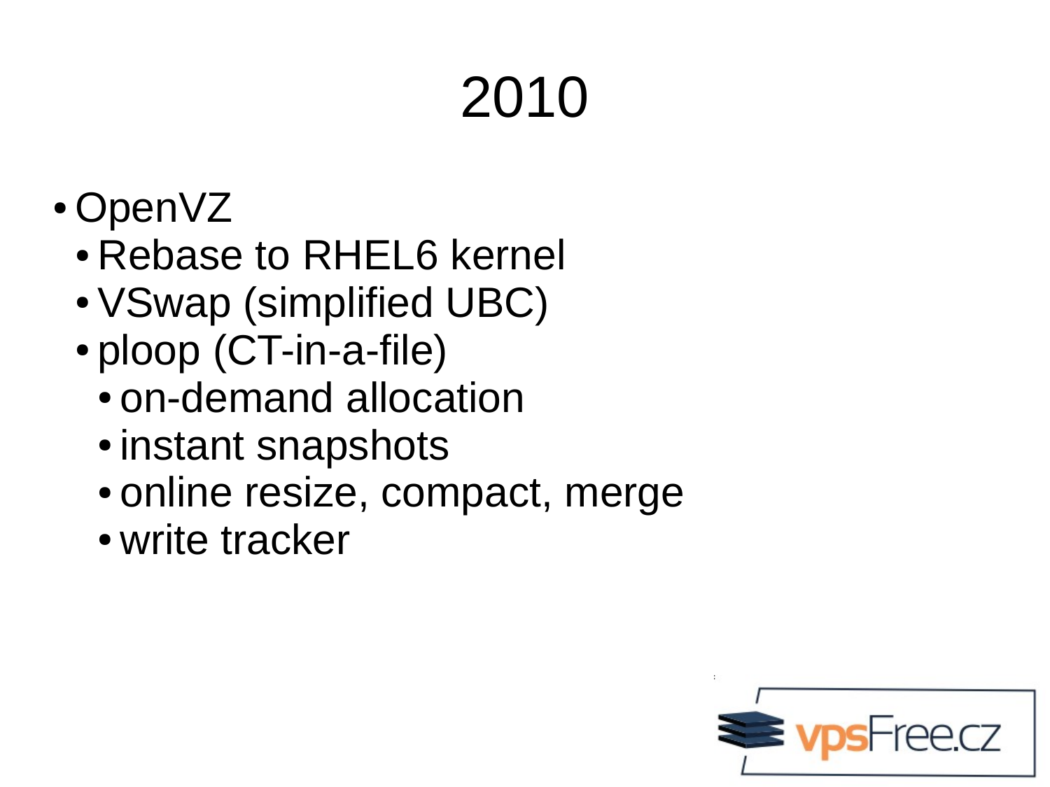# 2010

- OpenVZ
  - Rebase to RHEL6 kernel
  - VSwap (simplified UBC)
  - ploop (CT-in-a-file)
    - on-demand allocation
    - instant snapshots
    - online resize, compact, merge
    - write tracker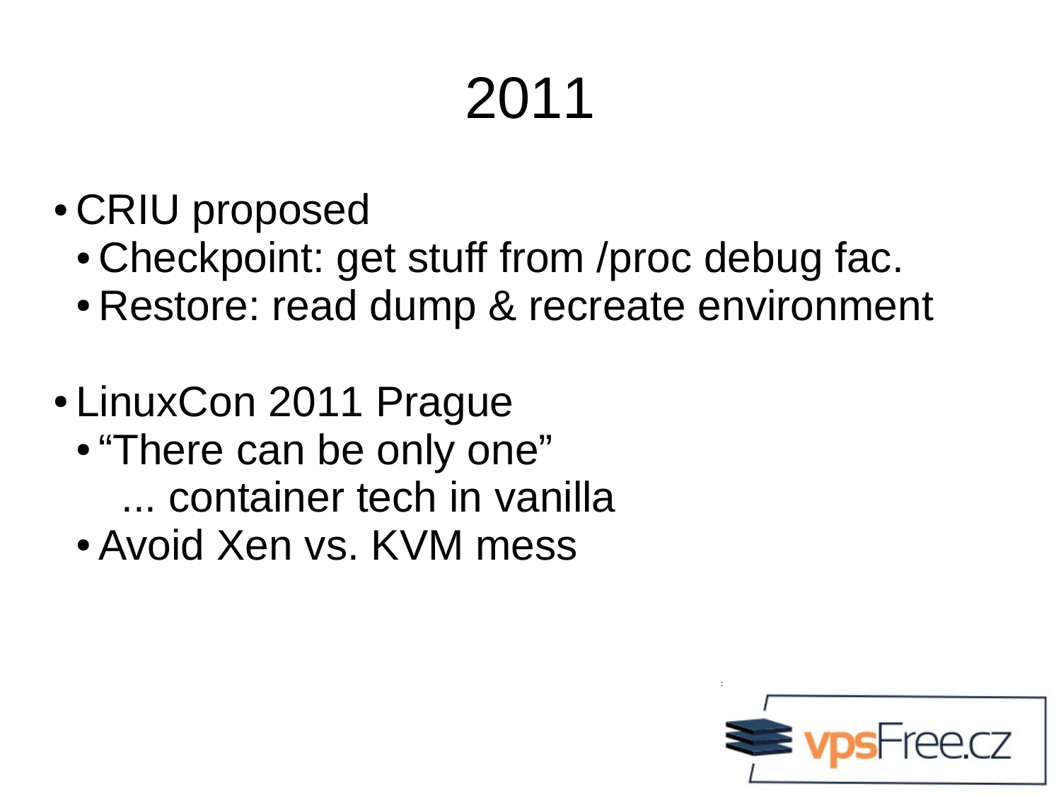# 2011

- CRIU proposed
  - Checkpoint: get stuff from /proc debug fac.
  - Restore: read dump & recreate environment
- LinuxCon 2011 Prague
  - “There can be only one” ... container tech in vanilla
  - Avoid Xen vs. KVM mess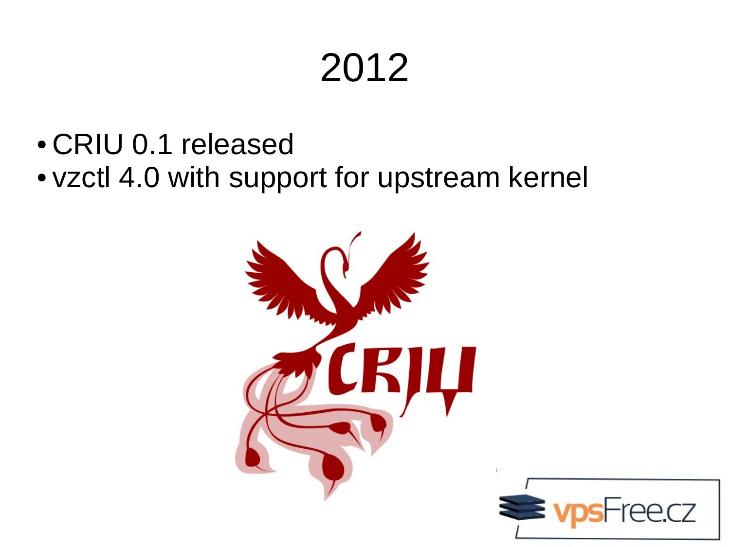# 2012

- CRIU 0.1 released
- vzctl 4.0 with support for upstream kernel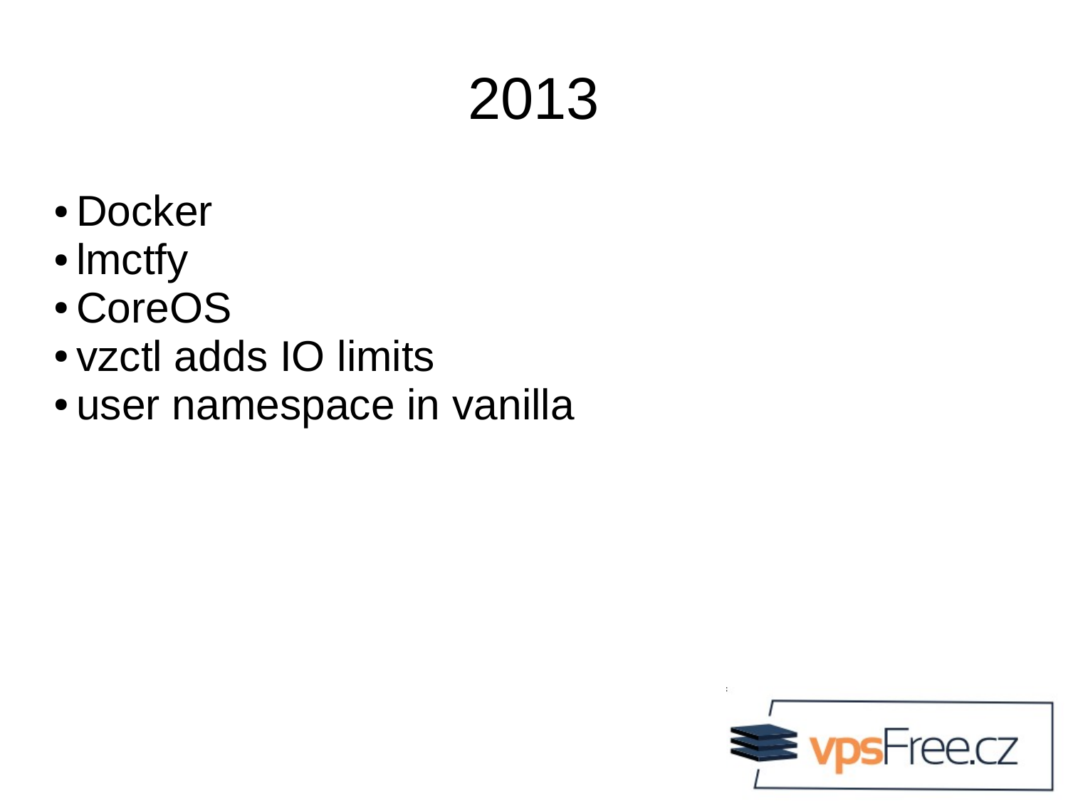# 2013

- Docker
- lmctfy
- CoreOS
- vzctl adds IO limits
- user namespace in vanilla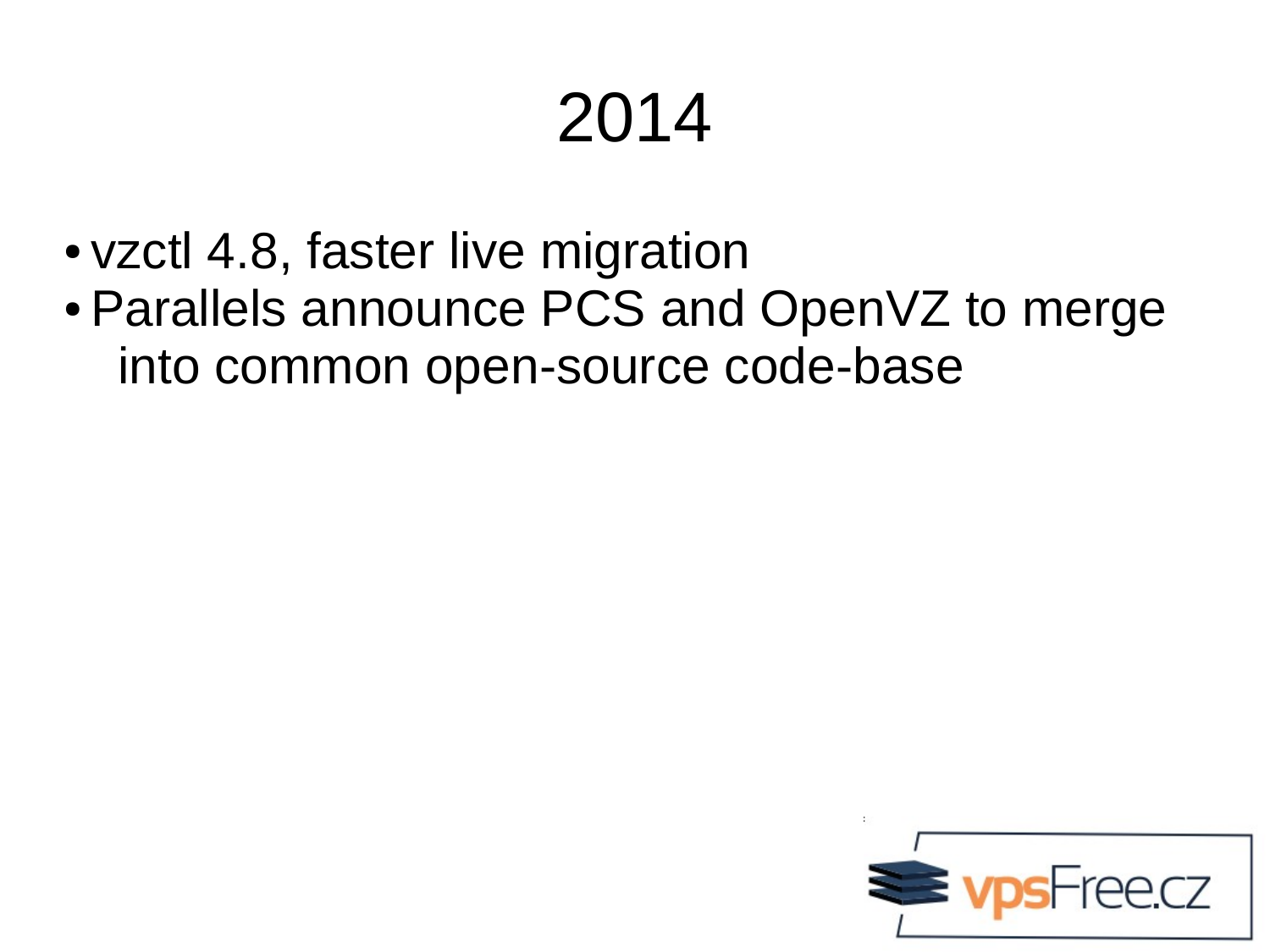# 2014

- vzctl 4.8, faster live migration
- Parallels announce PCS and OpenVZ to merge into common open-source code-base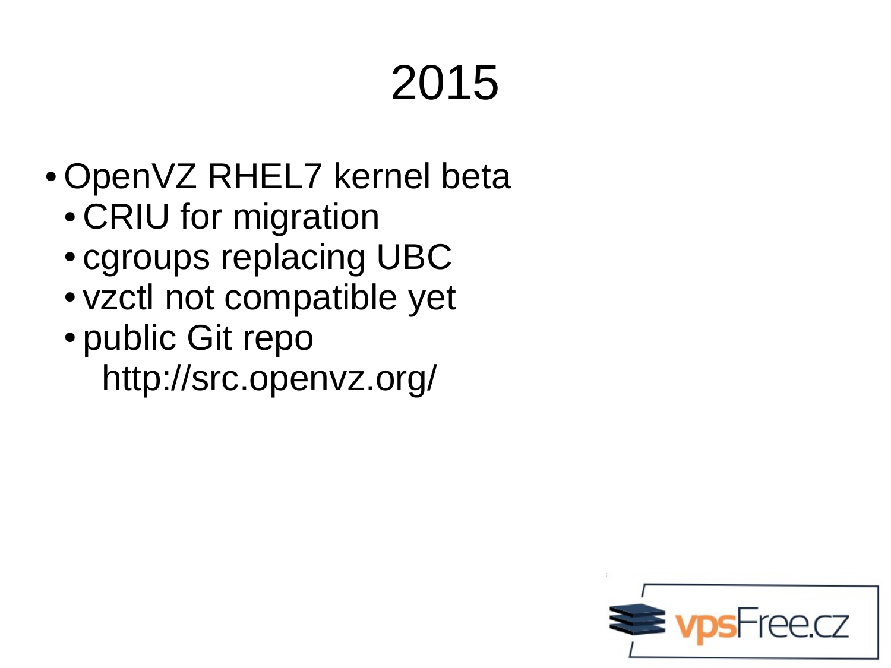# 2015

- OpenVZ RHEL7 kernel beta
  - CRIU for migration
  - cgroups replacing UBC
  - vzctl not compatible yet
  - public Git repo
    http://src.openvz.org/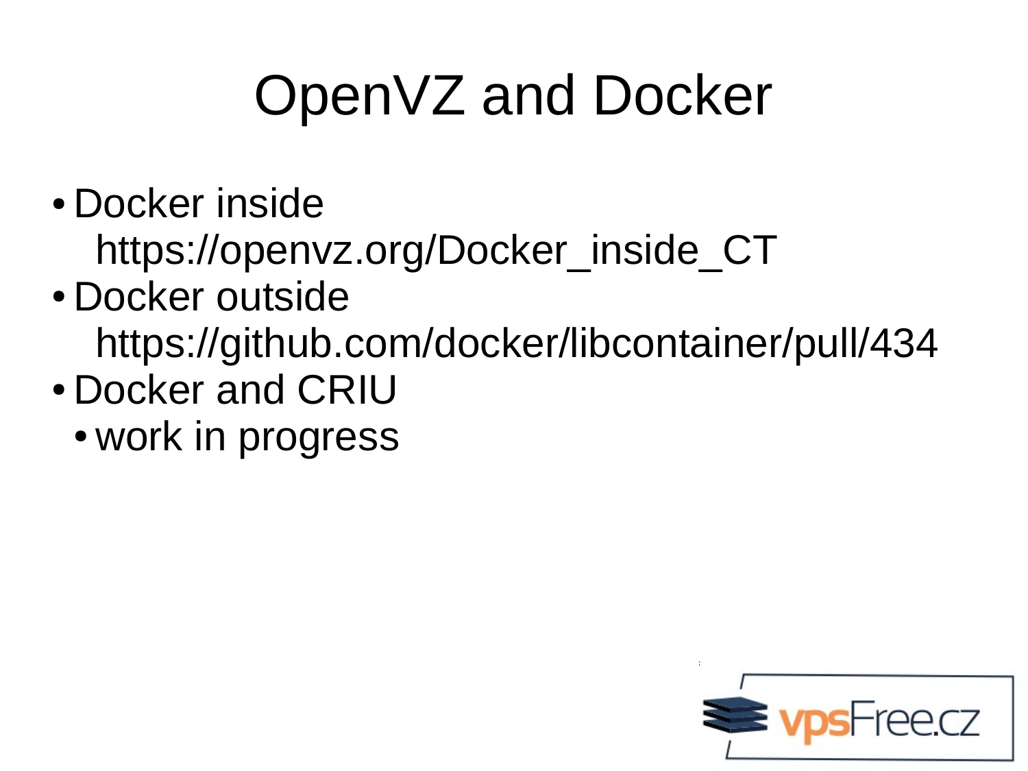# OpenVZ and Docker

- Docker inside
  https://openvz.org/Docker_inside_CT
- Docker outside
  https://github.com/docker/libcontainer/pull/434
- Docker and CRIU
  - work in progress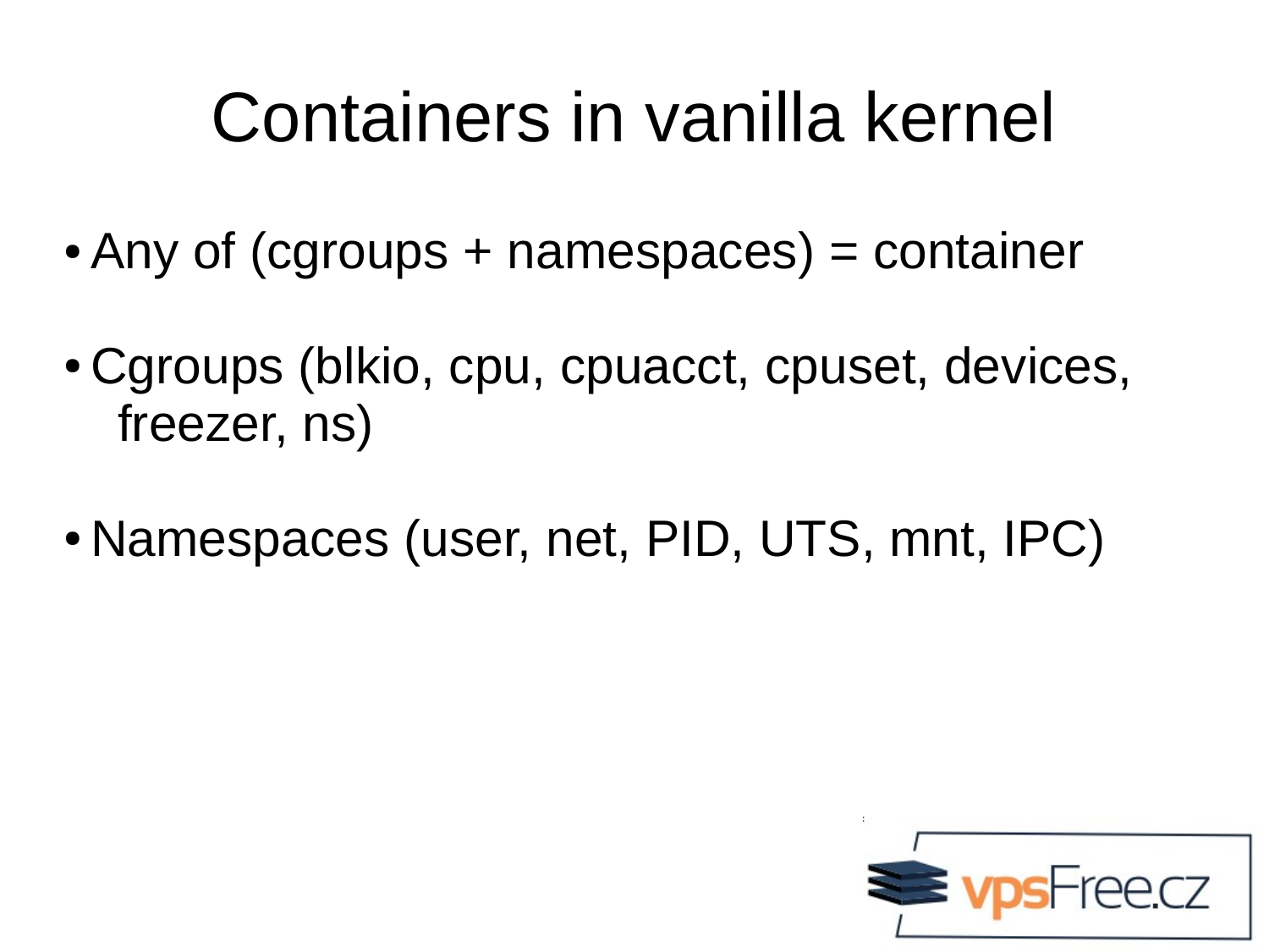# Containers in vanilla kernel

- Any of (cgroups + namespaces) = container
- Cgroups (blkio, cpu, cpuacct, cpuset, devices, freezer, ns)
- Namespaces (user, net, PID, UTS, mnt, IPC)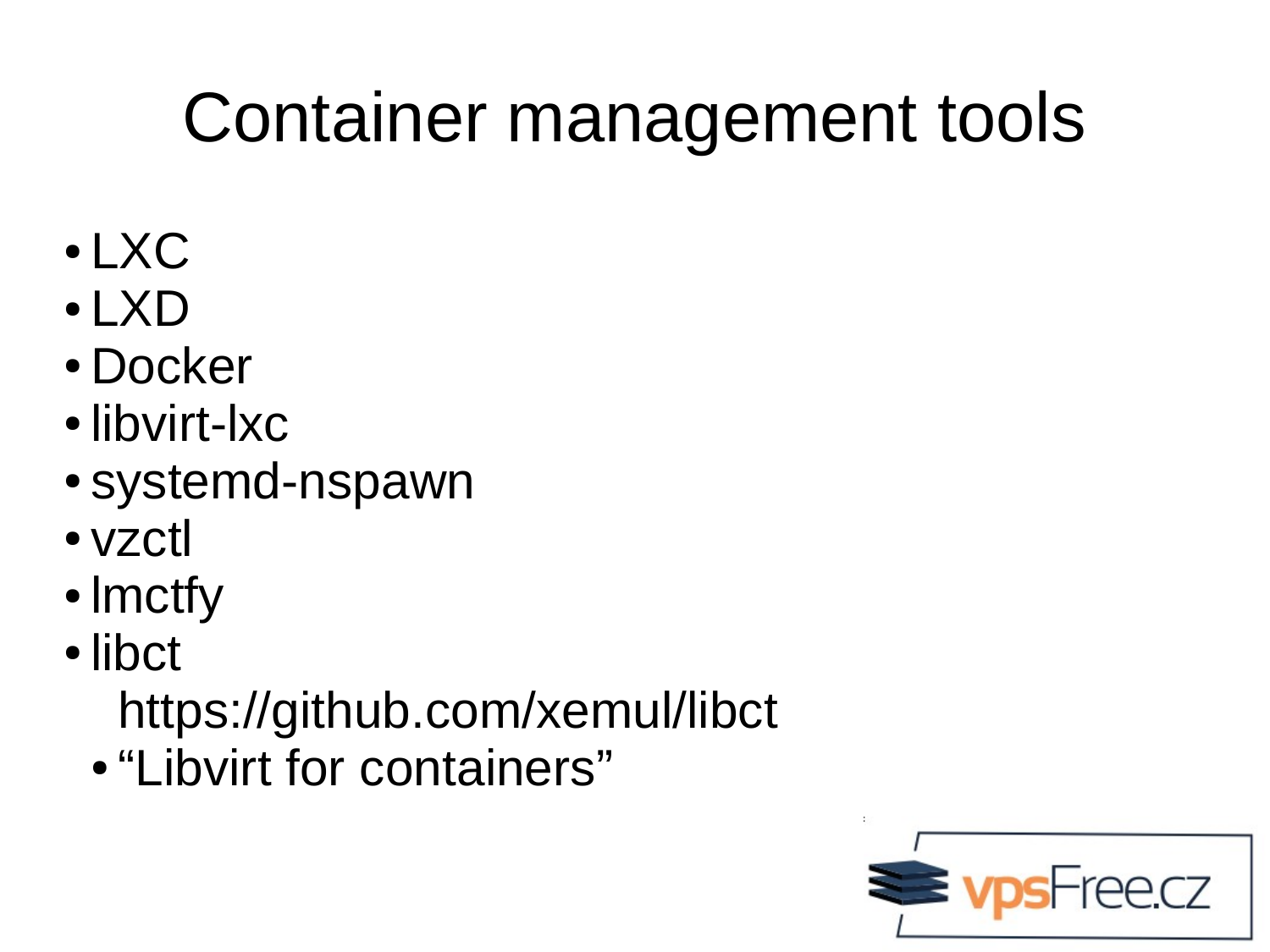# Container management tools

- LXC
- LXD
- Docker
- libvirt-lxc
- systemd-nspawn
- vzctl
- lmctfy
- libct
  https://github.com/xemul/libct
  - “Libvirt for containers”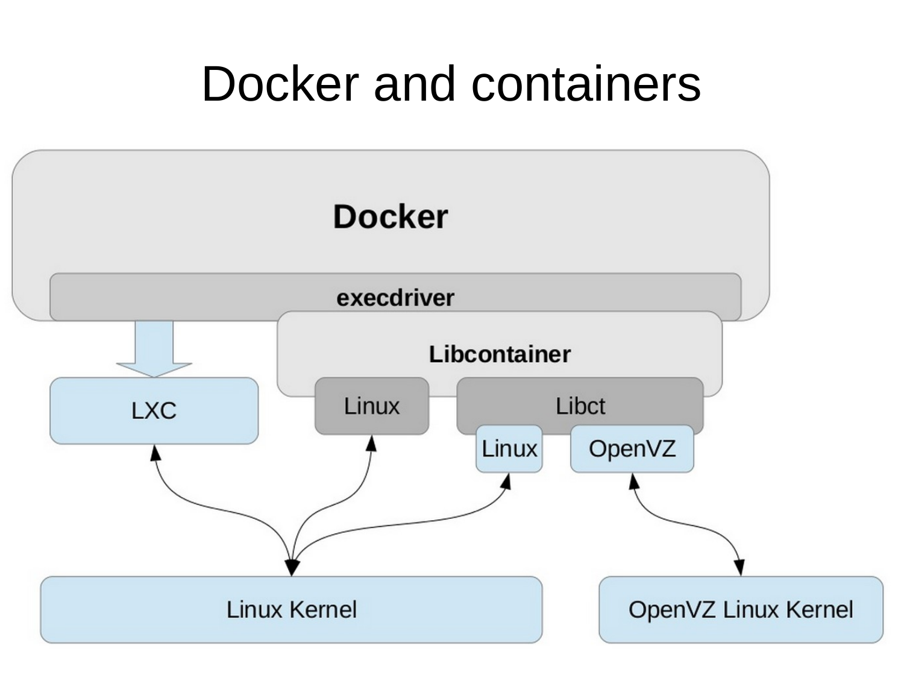# Docker and containers

Docker

execdriver

Libcontainer

LXC

Linux

Libct

Linux

OpenVZ

Linux Kernel

OpenVZ Linux Kernel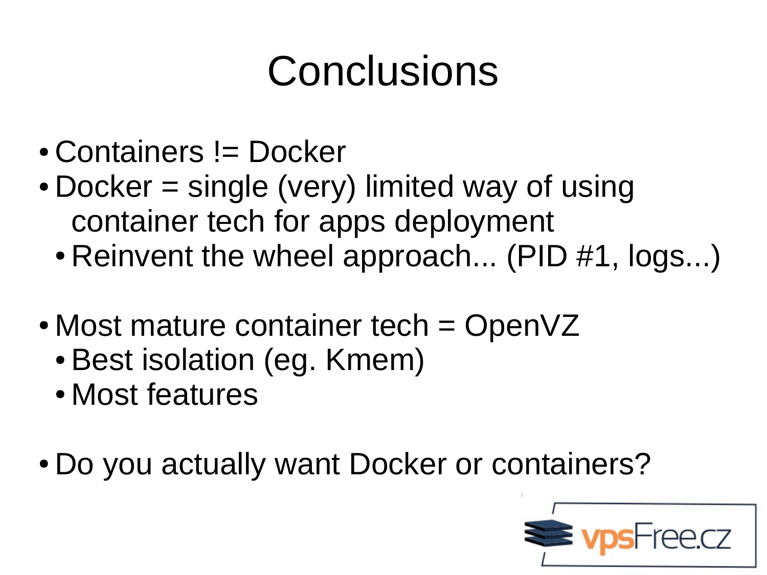# Conclusions

- Containers != Docker
- Docker = single (very) limited way of using container tech for apps deployment
  - Reinvent the wheel approach... (PID #1, logs...)

- Most mature container tech = OpenVZ
  - Best isolation (eg. Kmem)
  - Most features

- Do you actually want Docker or containers?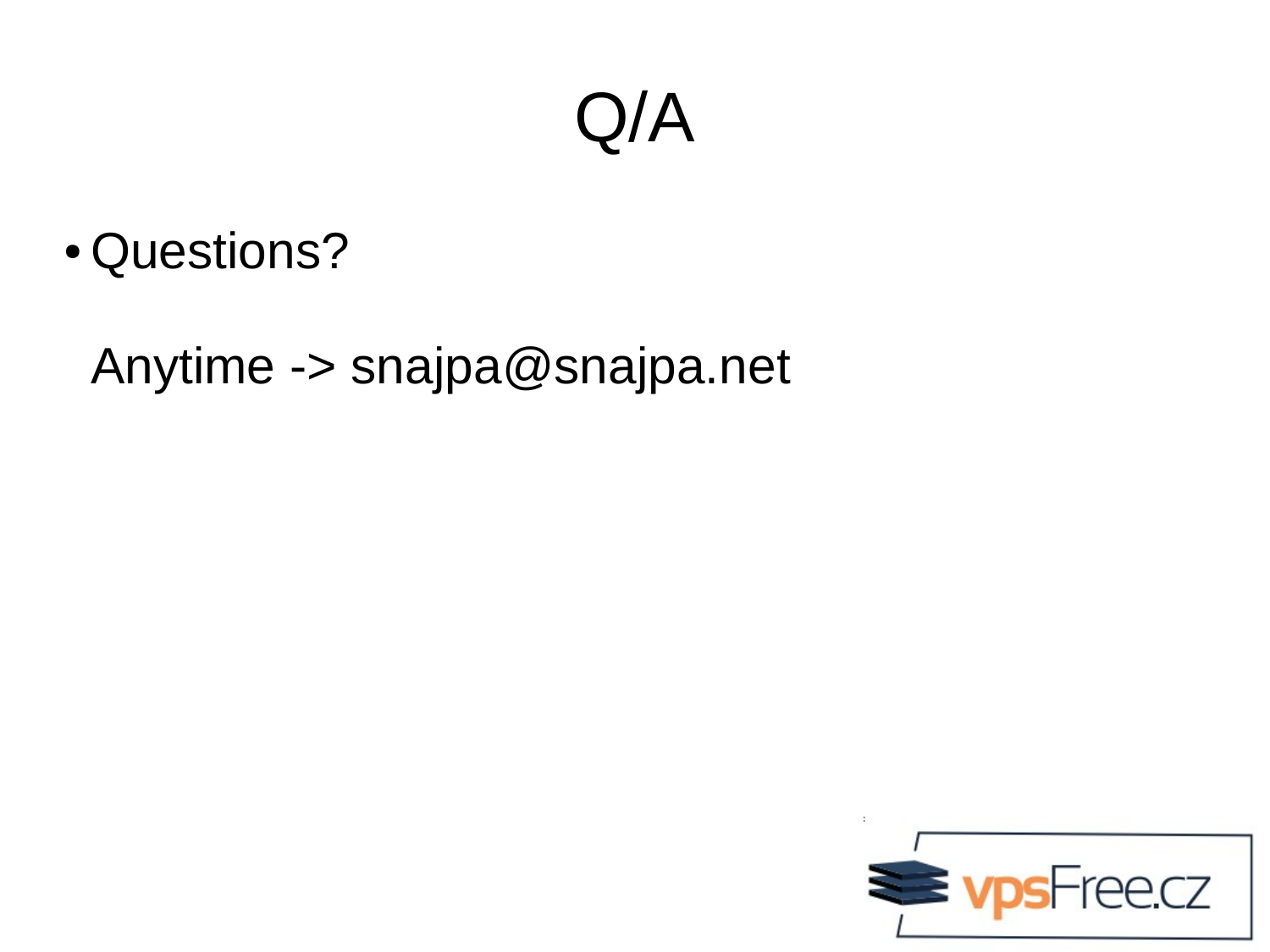# Q/A

- Questions?

  Anytime -> snajpa@snajpa.net

vpsFree.cz